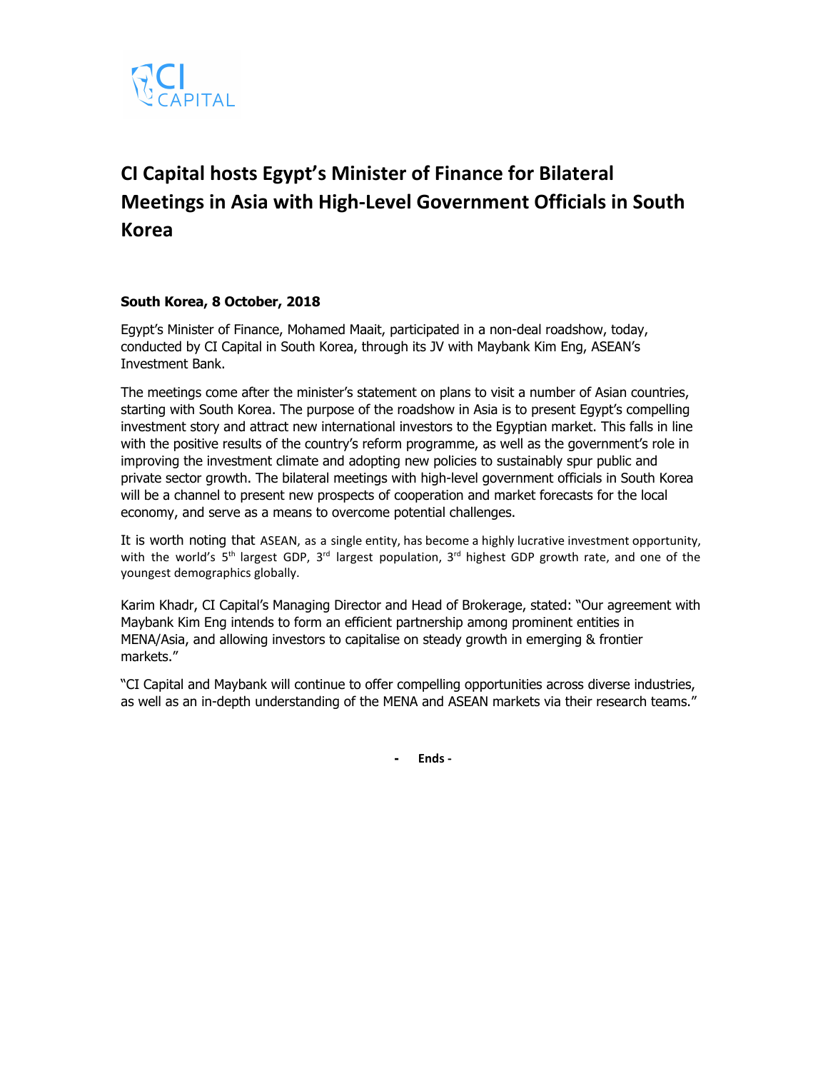CI CAPITAL

# CI Capital hosts Egypt's Minister of Finance for Bilateral Meetings in Asia with High-Level Government Officials in South Korea

**South Korea, 8 October, 2018**

Egypt's Minister of Finance, Mohamed Maait, participated in a non-deal roadshow, today, conducted by CI Capital in South Korea, through its JV with Maybank Kim Eng, ASEAN's Investment Bank.

The meetings come after the minister's statement on plans to visit a number of Asian countries, starting with South Korea. The purpose of the roadshow in Asia is to present Egypt's compelling investment story and attract new international investors to the Egyptian market. This falls in line with the positive results of the country's reform programme, as well as the government's role in improving the investment climate and adopting new policies to sustainably spur public and private sector growth. The bilateral meetings with high-level government officials in South Korea will be a channel to present new prospects of cooperation and market forecasts for the local economy, and serve as a means to overcome potential challenges.

It is worth noting that ASEAN, as a single entity, has become a highly lucrative investment opportunity, with the world's 5th largest GDP, 3rd largest population, 3rd highest GDP growth rate, and one of the youngest demographics globally.

Karim Khadr, CI Capital's Managing Director and Head of Brokerage, stated: "Our agreement with Maybank Kim Eng intends to form an efficient partnership among prominent entities in MENA/Asia, and allowing investors to capitalise on steady growth in emerging & frontier markets."

"CI Capital and Maybank will continue to offer compelling opportunities across diverse industries, as well as an in-depth understanding of the MENA and ASEAN markets via their research teams."

**- Ends -**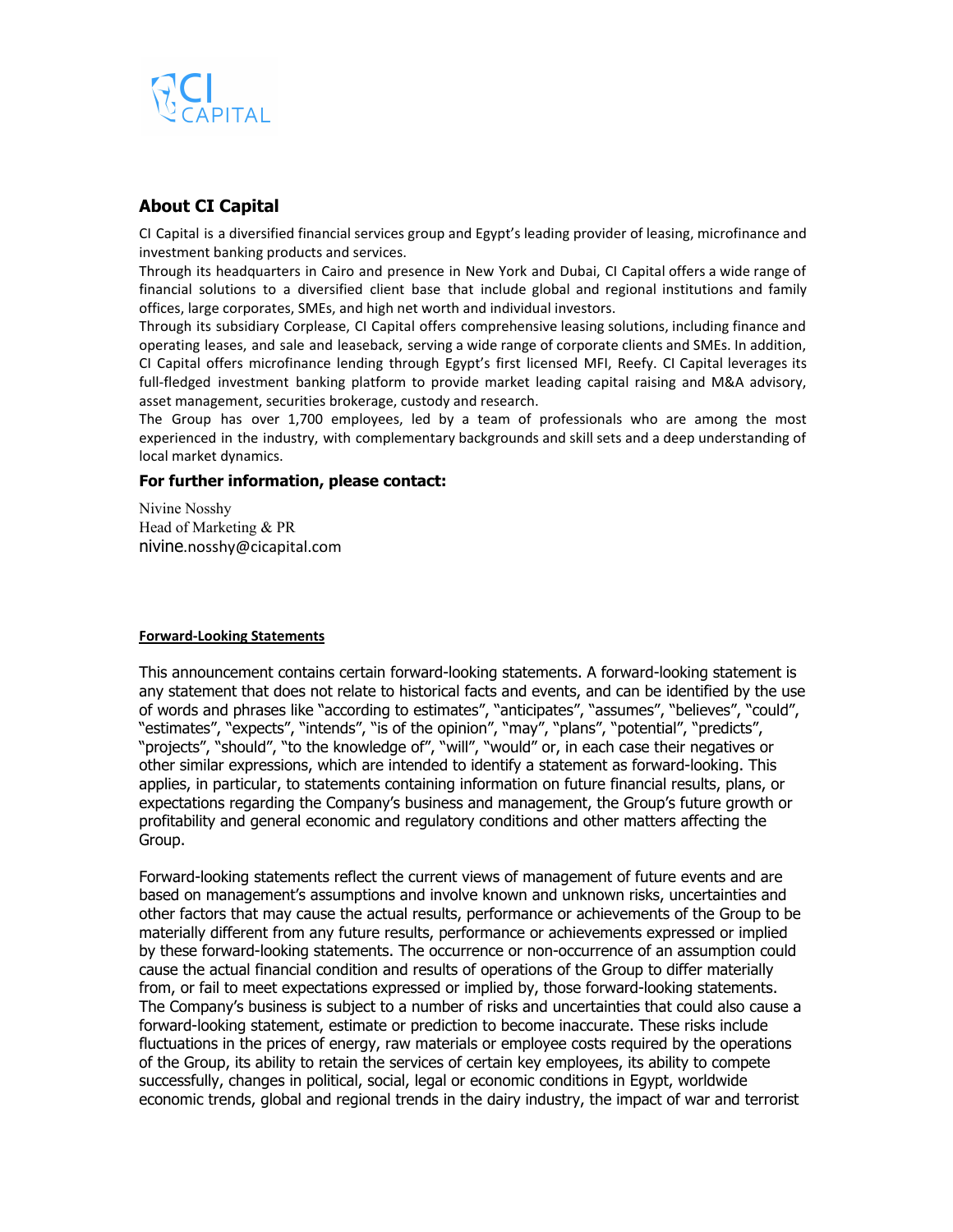## About CI Capital

CI Capital is a diversified financial services group and Egypt's leading provider of leasing, microfinance and investment banking products and services.

Through its headquarters in Cairo and presence in New York and Dubai, CI Capital offers a wide range of financial solutions to a diversified client base that include global and regional institutions and family offices, large corporates, SMEs, and high net worth and individual investors.

Through its subsidiary Corplease, CI Capital offers comprehensive leasing solutions, including finance and operating leases, and sale and leaseback, serving a wide range of corporate clients and SMEs. In addition, CI Capital offers microfinance lending through Egypt's first licensed MFI, Reefy. CI Capital leverages its full-fledged investment banking platform to provide market leading capital raising and M&A advisory, asset management, securities brokerage, custody and research.

The Group has over 1,700 employees, led by a team of professionals who are among the most experienced in the industry, with complementary backgrounds and skill sets and a deep understanding of local market dynamics.

### For further information, please contact:

Nivine Nosshy
Head of Marketing & PR
nivine.nosshy@cicapital.com

**Forward-Looking Statements**

This announcement contains certain forward-looking statements. A forward-looking statement is any statement that does not relate to historical facts and events, and can be identified by the use of words and phrases like "according to estimates", "anticipates", "assumes", "believes", "could", "estimates", "expects", "intends", "is of the opinion", "may", "plans", "potential", "predicts", "projects", "should", "to the knowledge of", "will", "would" or, in each case their negatives or other similar expressions, which are intended to identify a statement as forward-looking. This applies, in particular, to statements containing information on future financial results, plans, or expectations regarding the Company's business and management, the Group's future growth or profitability and general economic and regulatory conditions and other matters affecting the Group.

Forward-looking statements reflect the current views of management of future events and are based on management's assumptions and involve known and unknown risks, uncertainties and other factors that may cause the actual results, performance or achievements of the Group to be materially different from any future results, performance or achievements expressed or implied by these forward-looking statements. The occurrence or non-occurrence of an assumption could cause the actual financial condition and results of operations of the Group to differ materially from, or fail to meet expectations expressed or implied by, those forward-looking statements. The Company's business is subject to a number of risks and uncertainties that could also cause a forward-looking statement, estimate or prediction to become inaccurate. These risks include fluctuations in the prices of energy, raw materials or employee costs required by the operations of the Group, its ability to retain the services of certain key employees, its ability to compete successfully, changes in political, social, legal or economic conditions in Egypt, worldwide economic trends, global and regional trends in the dairy industry, the impact of war and terrorist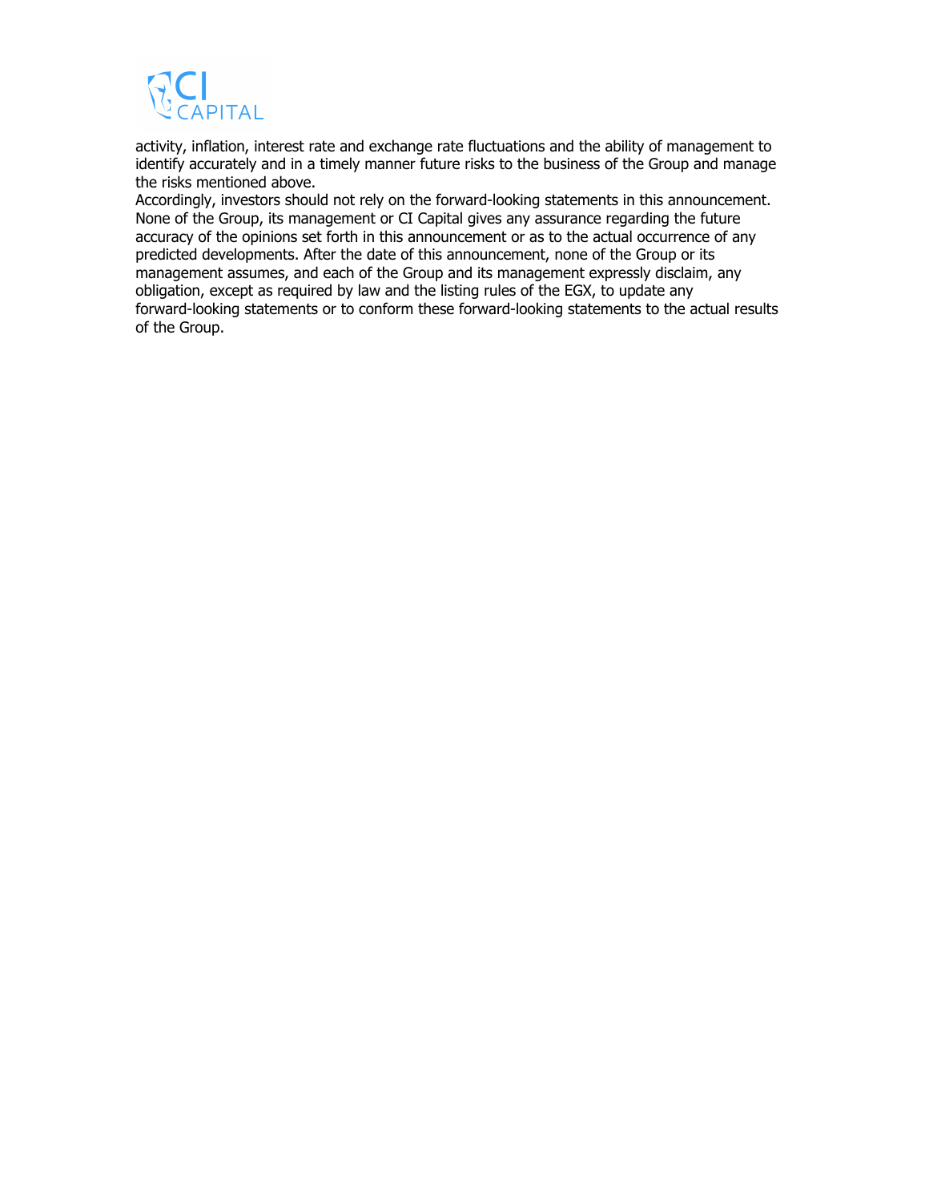activity, inflation, interest rate and exchange rate fluctuations and the ability of management to identify accurately and in a timely manner future risks to the business of the Group and manage the risks mentioned above.

Accordingly, investors should not rely on the forward-looking statements in this announcement. None of the Group, its management or CI Capital gives any assurance regarding the future accuracy of the opinions set forth in this announcement or as to the actual occurrence of any predicted developments. After the date of this announcement, none of the Group or its management assumes, and each of the Group and its management expressly disclaim, any obligation, except as required by law and the listing rules of the EGX, to update any forward-looking statements or to conform these forward-looking statements to the actual results of the Group.